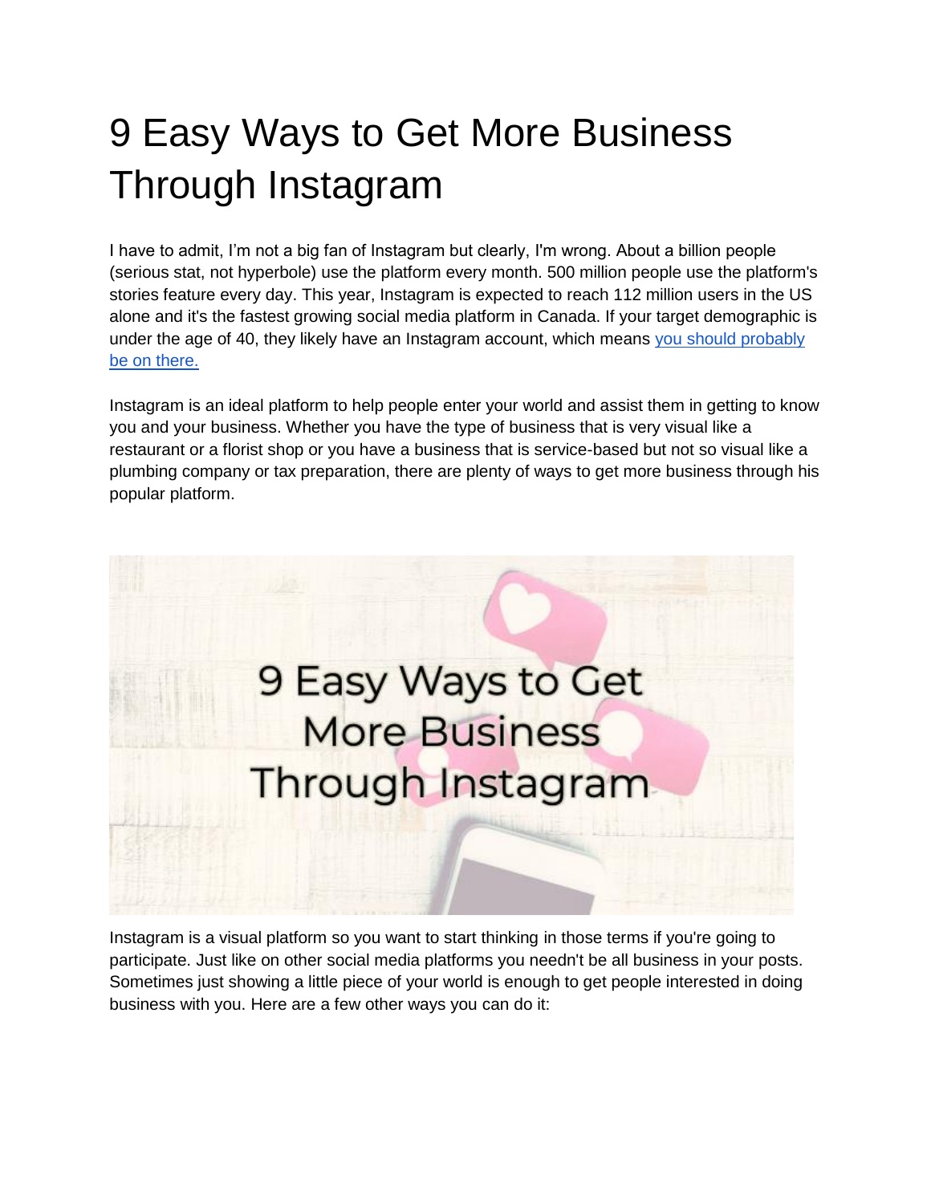# 9 Easy Ways to Get More Business Through Instagram

I have to admit, I'm not a big fan of Instagram but clearly, I'm wrong. About a billion people (serious stat, not hyperbole) use the platform every month. 500 million people use the platform's stories feature every day. This year, Instagram is expected to reach 112 million users in the US alone and it's the fastest growing social media platform in Canada. If your target demographic is under the age of 40, they likely have an Instagram account, which means [you should probably be on there.]()

Instagram is an ideal platform to help people enter your world and assist them in getting to know you and your business. Whether you have the type of business that is very visual like a restaurant or a florist shop or you have a business that is service-based but not so visual like a plumbing company or tax preparation, there are plenty of ways to get more business through his popular platform.

Instagram is a visual platform so you want to start thinking in those terms if you're going to participate. Just like on other social media platforms you needn't be all business in your posts. Sometimes just showing a little piece of your world is enough to get people interested in doing business with you. Here are a few other ways you can do it: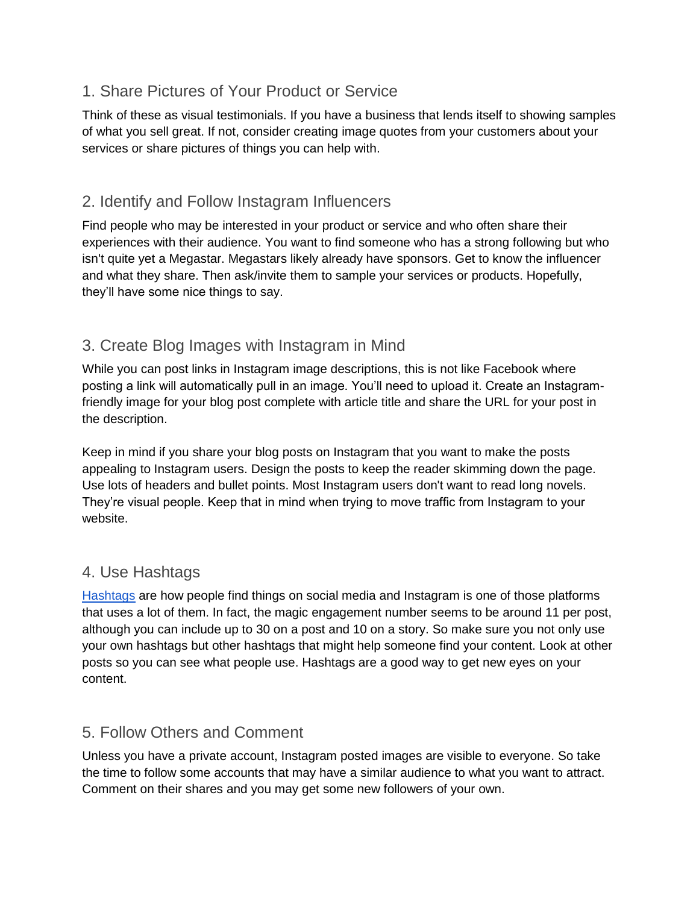## 1. Share Pictures of Your Product or Service

Think of these as visual testimonials. If you have a business that lends itself to showing samples of what you sell great. If not, consider creating image quotes from your customers about your services or share pictures of things you can help with.

## 2. Identify and Follow Instagram Influencers

Find people who may be interested in your product or service and who often share their experiences with their audience. You want to find someone who has a strong following but who isn't quite yet a Megastar. Megastars likely already have sponsors. Get to know the influencer and what they share. Then ask/invite them to sample your services or products. Hopefully, they'll have some nice things to say.

## 3. Create Blog Images with Instagram in Mind

While you can post links in Instagram image descriptions, this is not like Facebook where posting a link will automatically pull in an image. You'll need to upload it. Create an Instagram-friendly image for your blog post complete with article title and share the URL for your post in the description.

Keep in mind if you share your blog posts on Instagram that you want to make the posts appealing to Instagram users. Design the posts to keep the reader skimming down the page. Use lots of headers and bullet points. Most Instagram users don't want to read long novels. They're visual people. Keep that in mind when trying to move traffic from Instagram to your website.

## 4. Use Hashtags

[Hashtags] are how people find things on social media and Instagram is one of those platforms that uses a lot of them. In fact, the magic engagement number seems to be around 11 per post, although you can include up to 30 on a post and 10 on a story. So make sure you not only use your own hashtags but other hashtags that might help someone find your content. Look at other posts so you can see what people use. Hashtags are a good way to get new eyes on your content.

## 5. Follow Others and Comment

Unless you have a private account, Instagram posted images are visible to everyone. So take the time to follow some accounts that may have a similar audience to what you want to attract. Comment on their shares and you may get some new followers of your own.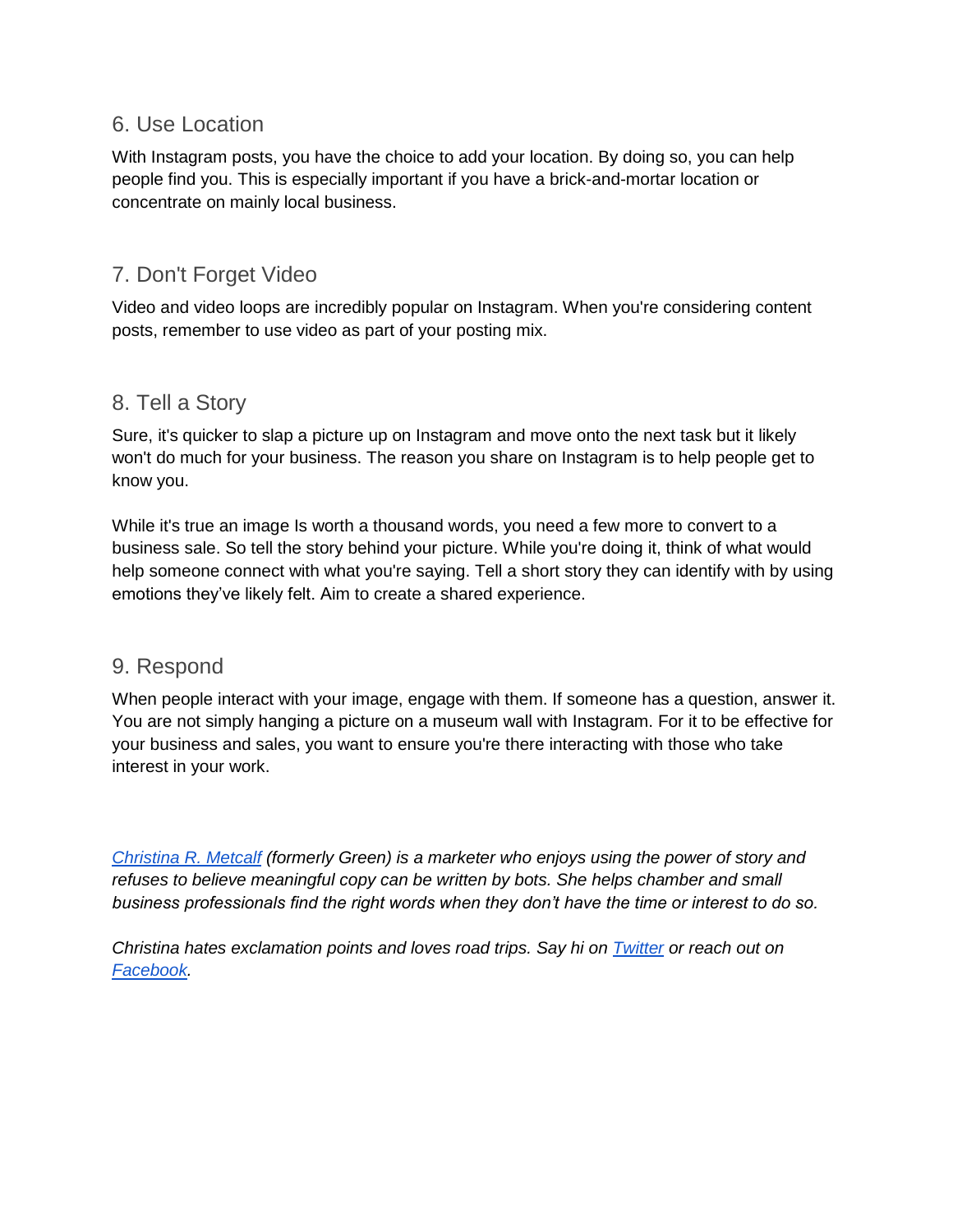## 6. Use Location

With Instagram posts, you have the choice to add your location. By doing so, you can help people find you. This is especially important if you have a brick-and-mortar location or concentrate on mainly local business.

## 7. Don't Forget Video

Video and video loops are incredibly popular on Instagram. When you're considering content posts, remember to use video as part of your posting mix.

## 8. Tell a Story

Sure, it's quicker to slap a picture up on Instagram and move onto the next task but it likely won't do much for your business. The reason you share on Instagram is to help people get to know you.

While it's true an image Is worth a thousand words, you need a few more to convert to a business sale. So tell the story behind your picture. While you're doing it, think of what would help someone connect with what you're saying. Tell a short story they can identify with by using emotions they've likely felt. Aim to create a shared experience.

## 9. Respond

When people interact with your image, engage with them. If someone has a question, answer it. You are not simply hanging a picture on a museum wall with Instagram. For it to be effective for your business and sales, you want to ensure you're there interacting with those who take interest in your work.

*Christina R. Metcalf (formerly Green) is a marketer who enjoys using the power of story and refuses to believe meaningful copy can be written by bots. She helps chamber and small business professionals find the right words when they don't have the time or interest to do so.*

*Christina hates exclamation points and loves road trips. Say hi on Twitter or reach out on Facebook.*